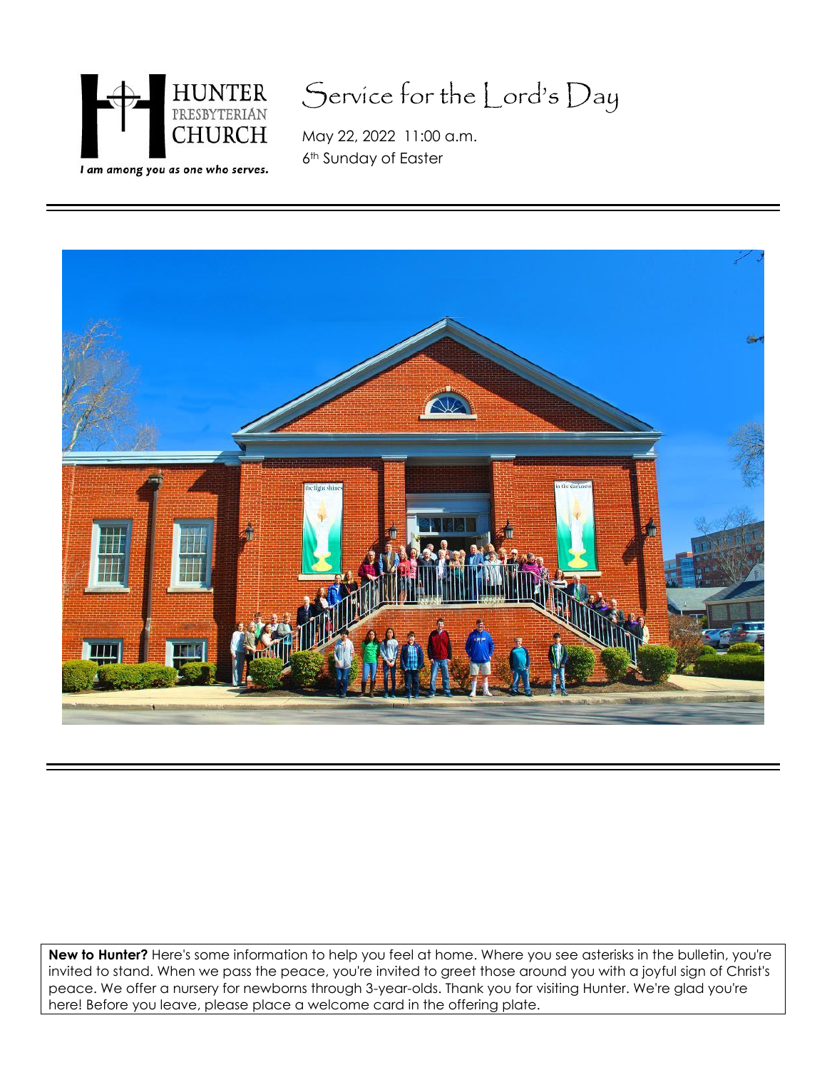HUNTER PRESBYTERIAN CHURCH

*I am among you as one who serves.*

# Service for the Lord's Day

May 22, 2022 11:00 a.m.
6th Sunday of Easter

---

---

**New to Hunter?** Here's some information to help you feel at home. Where you see asterisks in the bulletin, you're invited to stand. When we pass the peace, you're invited to greet those around you with a joyful sign of Christ's peace. We offer a nursery for newborns through 3-year-olds. Thank you for visiting Hunter. We're glad you're here! Before you leave, please place a welcome card in the offering plate.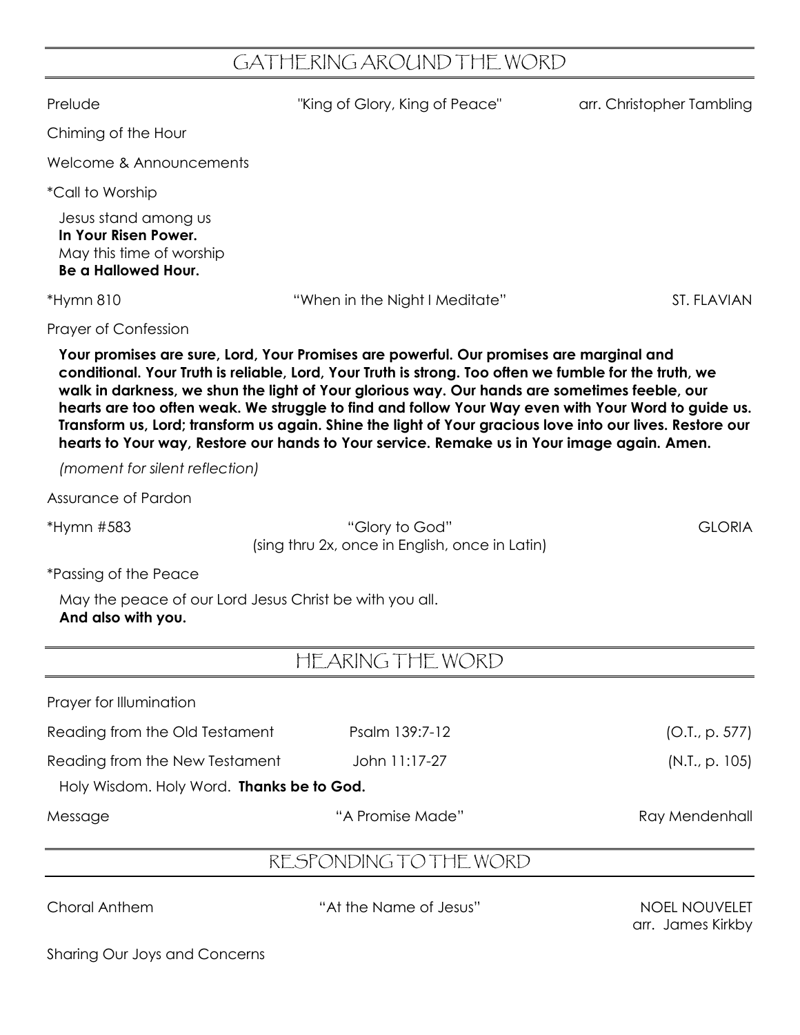## GATHERING AROUND THE WORD

Prelude "King of Glory, King of Peace" arr. Christopher Tambling

Chiming of the Hour

Welcome & Announcements

*Call to Worship

Jesus stand among us
**In Your Risen Power.**
May this time of worship
**Be a Hallowed Hour.**

*Hymn 810 "When in the Night I Meditate" ST. FLAVIAN

Prayer of Confession

**Your promises are sure, Lord, Your Promises are powerful. Our promises are marginal and conditional. Your Truth is reliable, Lord, Your Truth is strong. Too often we fumble for the truth, we walk in darkness, we shun the light of Your glorious way. Our hands are sometimes feeble, our hearts are too often weak. We struggle to find and follow Your Way even with Your Word to guide us. Transform us, Lord; transform us again. Shine the light of Your gracious love into our lives. Restore our hearts to Your way, Restore our hands to Your service. Remake us in Your image again. Amen.**

*(moment for silent reflection)*

Assurance of Pardon

*Hymn #583 "Glory to God" GLORIA
(sing thru 2x, once in English, once in Latin)

*Passing of the Peace

May the peace of our Lord Jesus Christ be with you all.
**And also with you.**

## HEARING THE WORD

Prayer for Illumination

Reading from the Old Testament Psalm 139:7-12 (O.T., p. 577)

Reading from the New Testament John 11:17-27 (N.T., p. 105)

Holy Wisdom. Holy Word. **Thanks be to God.**

Message "A Promise Made" Ray Mendenhall

## RESPONDING TO THE WORD

Choral Anthem "At the Name of Jesus" NOEL NOUVELET
arr. James Kirkby

Sharing Our Joys and Concerns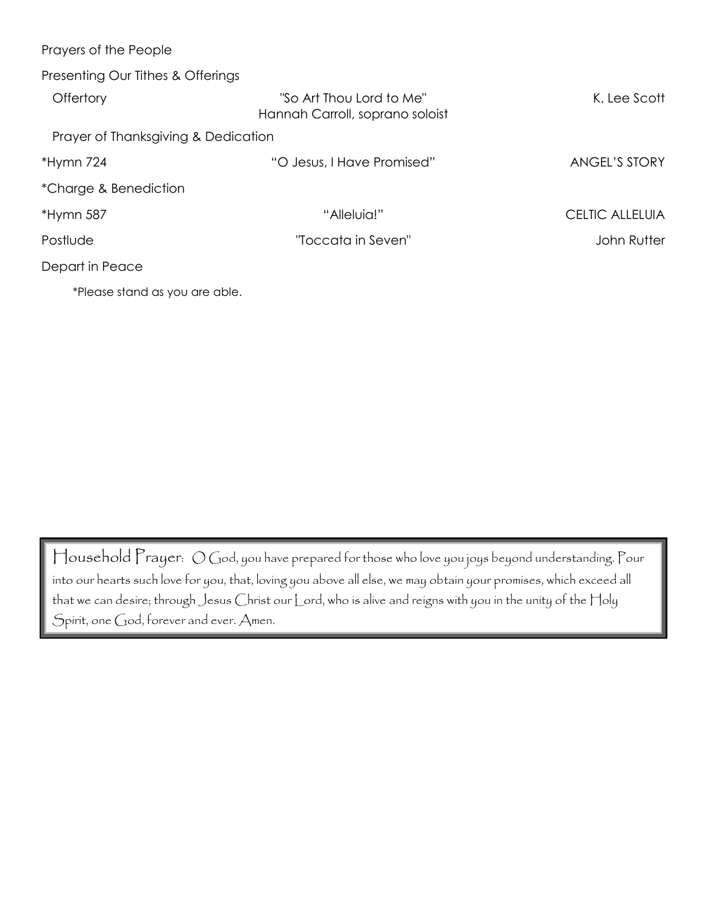Prayers of the People

Presenting Our Tithes & Offerings

| | | |
|---|---|---|
| Offertory | "So Art Thou Lord to Me"<br>Hannah Carroll, soprano soloist | K. Lee Scott |
| Prayer of Thanksgiving & Dedication | | |
| *Hymn 724 | "O Jesus, I Have Promised" | ANGEL'S STORY |
| *Charge & Benediction | | |
| *Hymn 587 | "Alleluia!" | CELTIC ALLELUIA |
| Postlude | "Toccata in Seven" | John Rutter |
| Depart in Peace | | |

*Please stand as you are able.

Household Prayer: O God, you have prepared for those who love you joys beyond understanding. Pour into our hearts such love for you, that, loving you above all else, we may obtain your promises, which exceed all that we can desire; through Jesus Christ our Lord, who is alive and reigns with you in the unity of the Holy Spirit, one God, forever and ever. Amen.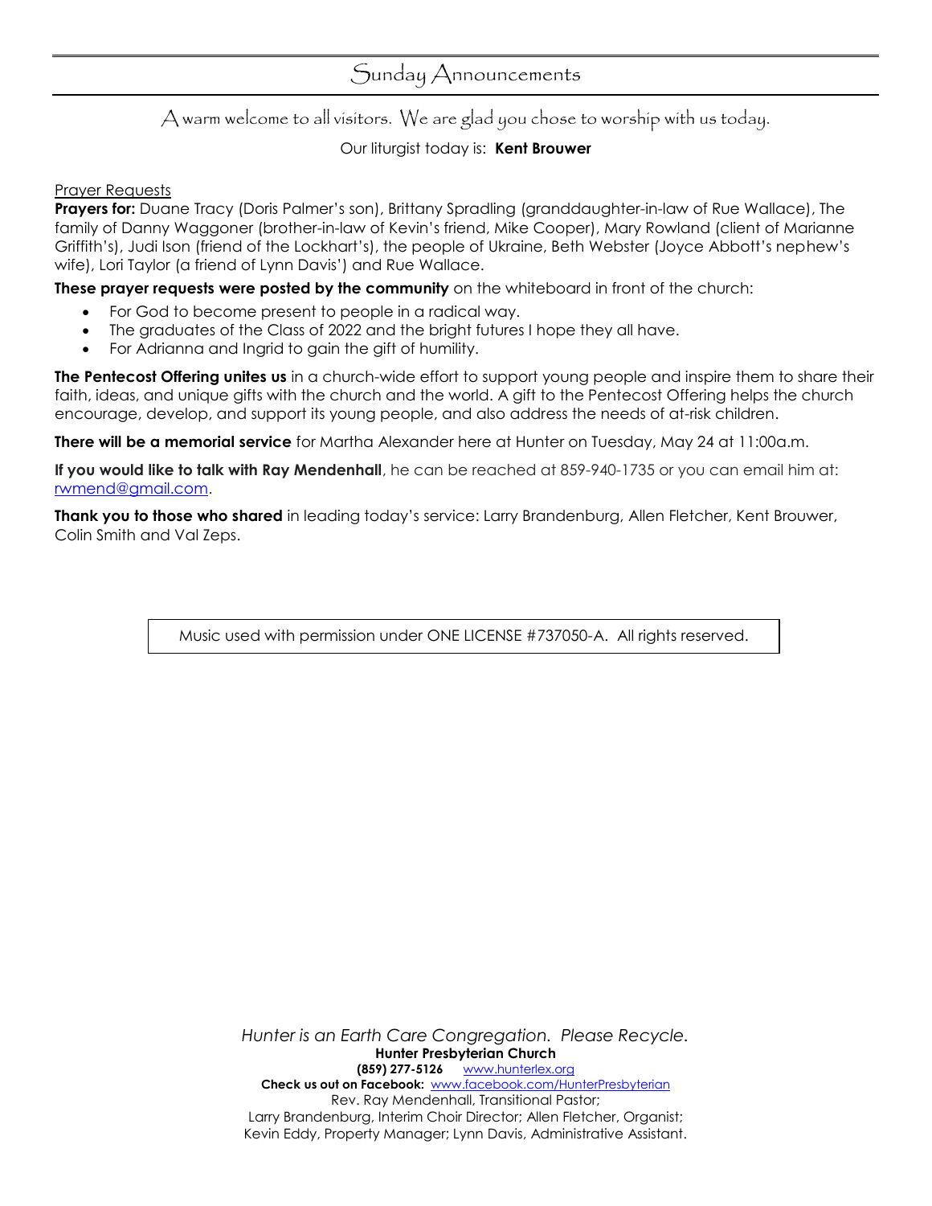# Sunday Announcements

A warm welcome to all visitors. We are glad you chose to worship with us today.

Our liturgist today is: **Kent Brouwer**

Prayer Requests

**Prayers for:** Duane Tracy (Doris Palmer's son), Brittany Spradling (granddaughter-in-law of Rue Wallace), The family of Danny Waggoner (brother-in-law of Kevin's friend, Mike Cooper), Mary Rowland (client of Marianne Griffith's), Judi Ison (friend of the Lockhart's), the people of Ukraine, Beth Webster (Joyce Abbott's nephew's wife), Lori Taylor (a friend of Lynn Davis') and Rue Wallace.

**These prayer requests were posted by the community** on the whiteboard in front of the church:

- For God to become present to people in a radical way.
- The graduates of the Class of 2022 and the bright futures I hope they all have.
- For Adrianna and Ingrid to gain the gift of humility.

**The Pentecost Offering unites us** in a church-wide effort to support young people and inspire them to share their faith, ideas, and unique gifts with the church and the world. A gift to the Pentecost Offering helps the church encourage, develop, and support its young people, and also address the needs of at-risk children.

**There will be a memorial service** for Martha Alexander here at Hunter on Tuesday, May 24 at 11:00a.m.

**If you would like to talk with Ray Mendenhall**, he can be reached at 859-940-1735 or you can email him at: rwmend@gmail.com.

**Thank you to those who shared** in leading today's service: Larry Brandenburg, Allen Fletcher, Kent Brouwer, Colin Smith and Val Zeps.

Music used with permission under ONE LICENSE #737050-A. All rights reserved.

*Hunter is an Earth Care Congregation. Please Recycle.*

**Hunter Presbyterian Church**

**(859) 277-5126** www.hunterlex.org

**Check us out on Facebook:** www.facebook.com/HunterPresbyterian

Rev. Ray Mendenhall, Transitional Pastor;
Larry Brandenburg, Interim Choir Director; Allen Fletcher, Organist;
Kevin Eddy, Property Manager; Lynn Davis, Administrative Assistant.